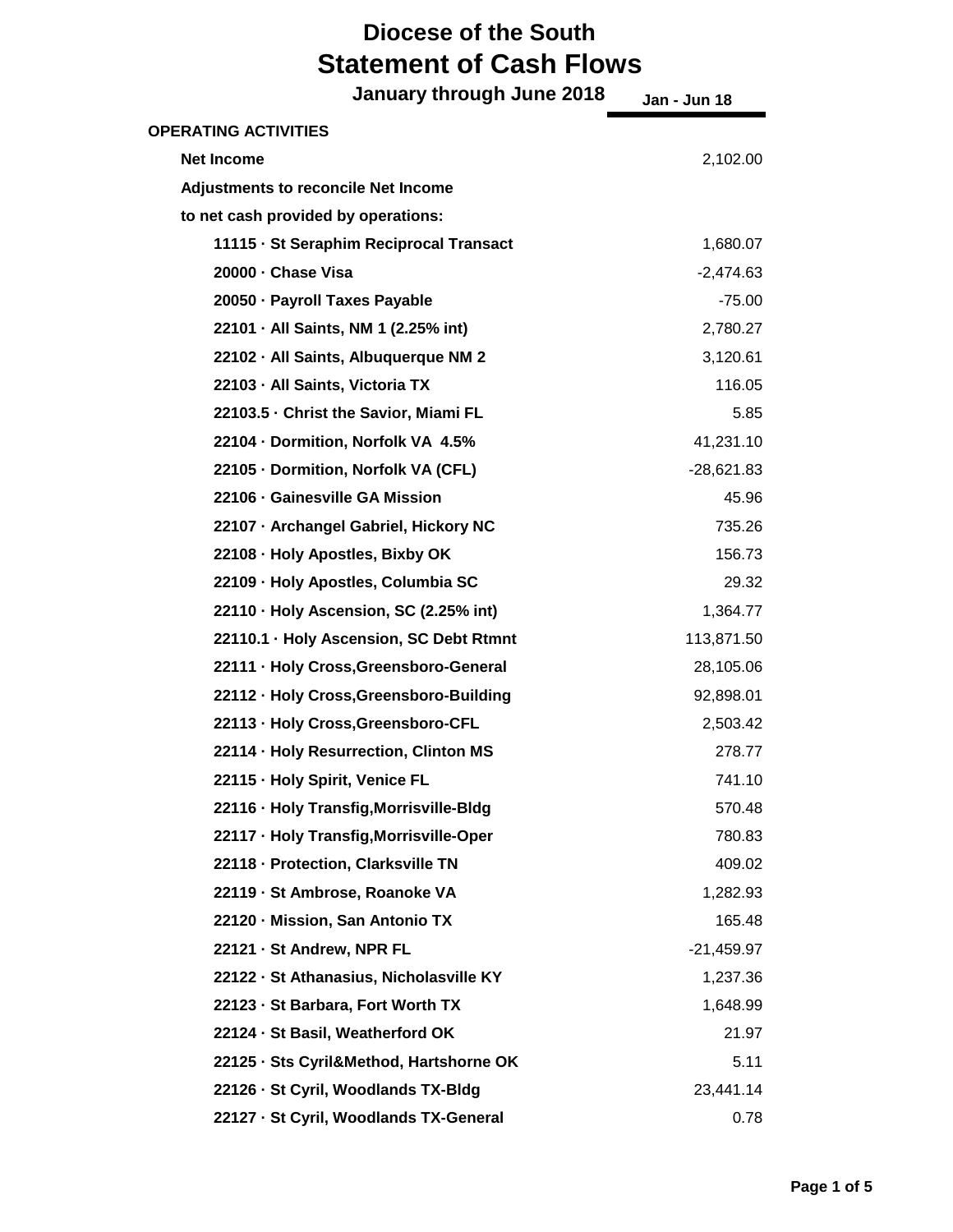# Diocese of the South

## Statement of Cash Flows

### January through June 2018

| | Jan - Jun 18 |
|---|---|
| **OPERATING ACTIVITIES** | |
| **Net Income** | 2,102.00 |
| **Adjustments to reconcile Net Income to net cash provided by operations:** | |
| **11115 · St Seraphim Reciprocal Transact** | 1,680.07 |
| **20000 · Chase Visa** | -2,474.63 |
| **20050 · Payroll Taxes Payable** | -75.00 |
| **22101 · All Saints, NM 1 (2.25% int)** | 2,780.27 |
| **22102 · All Saints, Albuquerque NM 2** | 3,120.61 |
| **22103 · All Saints, Victoria TX** | 116.05 |
| **22103.5 · Christ the Savior, Miami FL** | 5.85 |
| **22104 · Dormition, Norfolk VA 4.5%** | 41,231.10 |
| **22105 · Dormition, Norfolk VA (CFL)** | -28,621.83 |
| **22106 · Gainesville GA Mission** | 45.96 |
| **22107 · Archangel Gabriel, Hickory NC** | 735.26 |
| **22108 · Holy Apostles, Bixby OK** | 156.73 |
| **22109 · Holy Apostles, Columbia SC** | 29.32 |
| **22110 · Holy Ascension, SC (2.25% int)** | 1,364.77 |
| **22110.1 · Holy Ascension, SC Debt Rtmnt** | 113,871.50 |
| **22111 · Holy Cross,Greensboro-General** | 28,105.06 |
| **22112 · Holy Cross,Greensboro-Building** | 92,898.01 |
| **22113 · Holy Cross,Greensboro-CFL** | 2,503.42 |
| **22114 · Holy Resurrection, Clinton MS** | 278.77 |
| **22115 · Holy Spirit, Venice FL** | 741.10 |
| **22116 · Holy Transfig,Morrisville-Bldg** | 570.48 |
| **22117 · Holy Transfig,Morrisville-Oper** | 780.83 |
| **22118 · Protection, Clarksville TN** | 409.02 |
| **22119 · St Ambrose, Roanoke VA** | 1,282.93 |
| **22120 · Mission, San Antonio TX** | 165.48 |
| **22121 · St Andrew, NPR FL** | -21,459.97 |
| **22122 · St Athanasius, Nicholasville KY** | 1,237.36 |
| **22123 · St Barbara, Fort Worth TX** | 1,648.99 |
| **22124 · St Basil, Weatherford OK** | 21.97 |
| **22125 · Sts Cyril&Method, Hartshorne OK** | 5.11 |
| **22126 · St Cyril, Woodlands TX-Bldg** | 23,441.14 |
| **22127 · St Cyril, Woodlands TX-General** | 0.78 |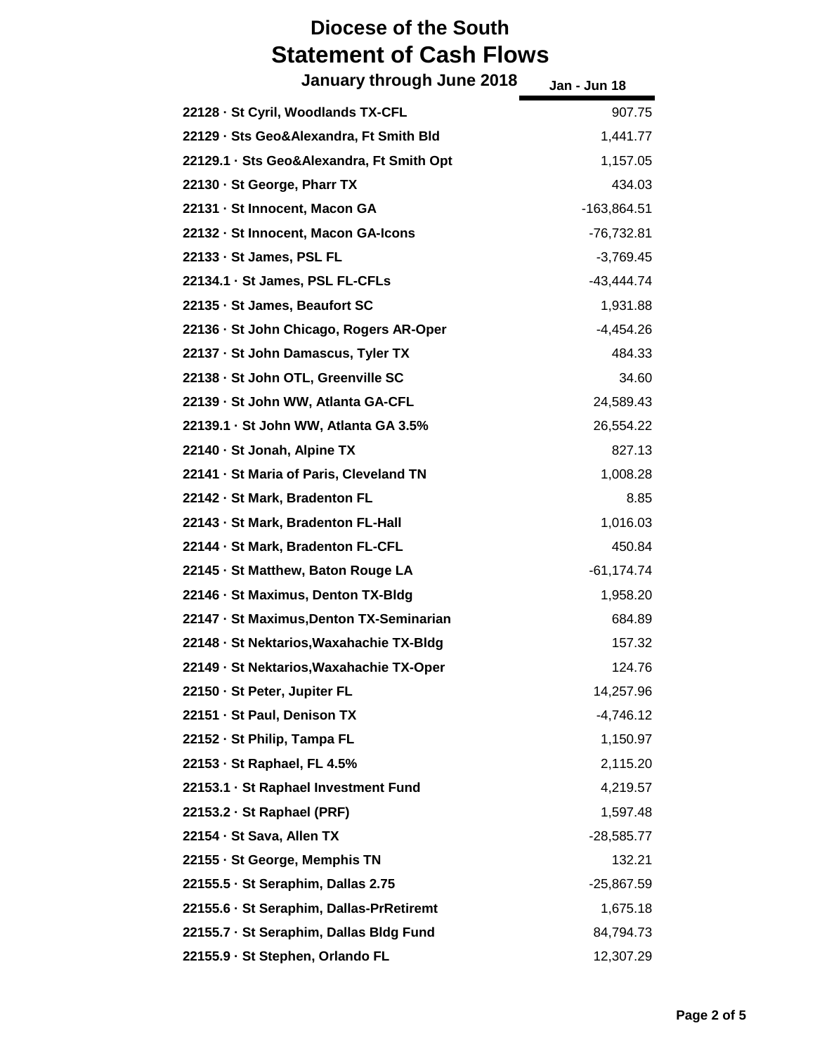# Diocese of the South

## Statement of Cash Flows

### January through June 2018

| | Jan - Jun 18 |
|---|---:|
| 22128 · St Cyril, Woodlands TX-CFL | 907.75 |
| 22129 · Sts Geo&Alexandra, Ft Smith Bld | 1,441.77 |
| 22129.1 · Sts Geo&Alexandra, Ft Smith Opt | 1,157.05 |
| 22130 · St George, Pharr TX | 434.03 |
| 22131 · St Innocent, Macon GA | -163,864.51 |
| 22132 · St Innocent, Macon GA-Icons | -76,732.81 |
| 22133 · St James, PSL FL | -3,769.45 |
| 22134.1 · St James, PSL FL-CFLs | -43,444.74 |
| 22135 · St James, Beaufort SC | 1,931.88 |
| 22136 · St John Chicago, Rogers AR-Oper | -4,454.26 |
| 22137 · St John Damascus, Tyler TX | 484.33 |
| 22138 · St John OTL, Greenville SC | 34.60 |
| 22139 · St John WW, Atlanta GA-CFL | 24,589.43 |
| 22139.1 · St John WW, Atlanta GA 3.5% | 26,554.22 |
| 22140 · St Jonah, Alpine TX | 827.13 |
| 22141 · St Maria of Paris, Cleveland TN | 1,008.28 |
| 22142 · St Mark, Bradenton FL | 8.85 |
| 22143 · St Mark, Bradenton FL-Hall | 1,016.03 |
| 22144 · St Mark, Bradenton FL-CFL | 450.84 |
| 22145 · St Matthew, Baton Rouge LA | -61,174.74 |
| 22146 · St Maximus, Denton TX-Bldg | 1,958.20 |
| 22147 · St Maximus,Denton TX-Seminarian | 684.89 |
| 22148 · St Nektarios,Waxahachie TX-Bldg | 157.32 |
| 22149 · St Nektarios,Waxahachie TX-Oper | 124.76 |
| 22150 · St Peter, Jupiter FL | 14,257.96 |
| 22151 · St Paul, Denison TX | -4,746.12 |
| 22152 · St Philip, Tampa FL | 1,150.97 |
| 22153 · St Raphael, FL 4.5% | 2,115.20 |
| 22153.1 · St Raphael Investment Fund | 4,219.57 |
| 22153.2 · St Raphael (PRF) | 1,597.48 |
| 22154 · St Sava, Allen TX | -28,585.77 |
| 22155 · St George, Memphis TN | 132.21 |
| 22155.5 · St Seraphim, Dallas 2.75 | -25,867.59 |
| 22155.6 · St Seraphim, Dallas-PrRetiremt | 1,675.18 |
| 22155.7 · St Seraphim, Dallas Bldg Fund | 84,794.73 |
| 22155.9 · St Stephen, Orlando FL | 12,307.29 |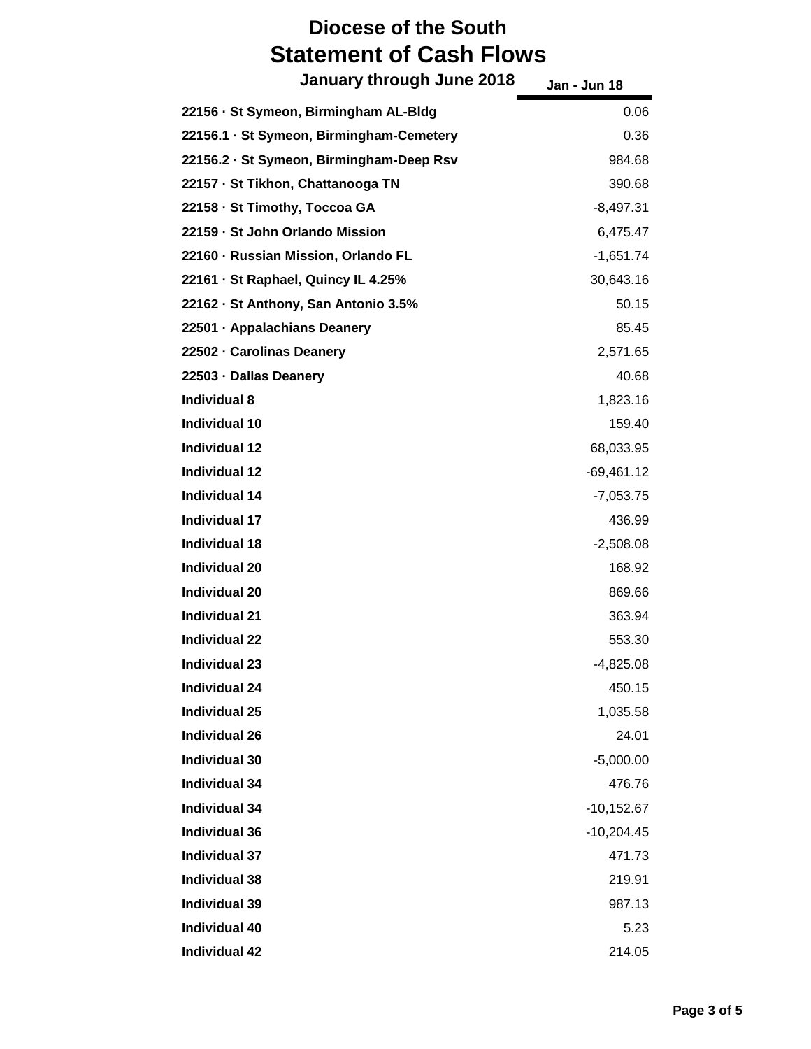# Diocese of the South
# Statement of Cash Flows
## January through June 2018

| | Jan - Jun 18 |
|---|---|
| **22156 · St Symeon, Birmingham AL-Bldg** | 0.06 |
| **22156.1 · St Symeon, Birmingham-Cemetery** | 0.36 |
| **22156.2 · St Symeon, Birmingham-Deep Rsv** | 984.68 |
| **22157 · St Tikhon, Chattanooga TN** | 390.68 |
| **22158 · St Timothy, Toccoa GA** | -8,497.31 |
| **22159 · St John Orlando Mission** | 6,475.47 |
| **22160 · Russian Mission, Orlando FL** | -1,651.74 |
| **22161 · St Raphael, Quincy IL 4.25%** | 30,643.16 |
| **22162 · St Anthony, San Antonio 3.5%** | 50.15 |
| **22501 · Appalachians Deanery** | 85.45 |
| **22502 · Carolinas Deanery** | 2,571.65 |
| **22503 · Dallas Deanery** | 40.68 |
| **Individual 8** | 1,823.16 |
| **Individual 10** | 159.40 |
| **Individual 12** | 68,033.95 |
| **Individual 12** | -69,461.12 |
| **Individual 14** | -7,053.75 |
| **Individual 17** | 436.99 |
| **Individual 18** | -2,508.08 |
| **Individual 20** | 168.92 |
| **Individual 20** | 869.66 |
| **Individual 21** | 363.94 |
| **Individual 22** | 553.30 |
| **Individual 23** | -4,825.08 |
| **Individual 24** | 450.15 |
| **Individual 25** | 1,035.58 |
| **Individual 26** | 24.01 |
| **Individual 30** | -5,000.00 |
| **Individual 34** | 476.76 |
| **Individual 34** | -10,152.67 |
| **Individual 36** | -10,204.45 |
| **Individual 37** | 471.73 |
| **Individual 38** | 219.91 |
| **Individual 39** | 987.13 |
| **Individual 40** | 5.23 |
| **Individual 42** | 214.05 |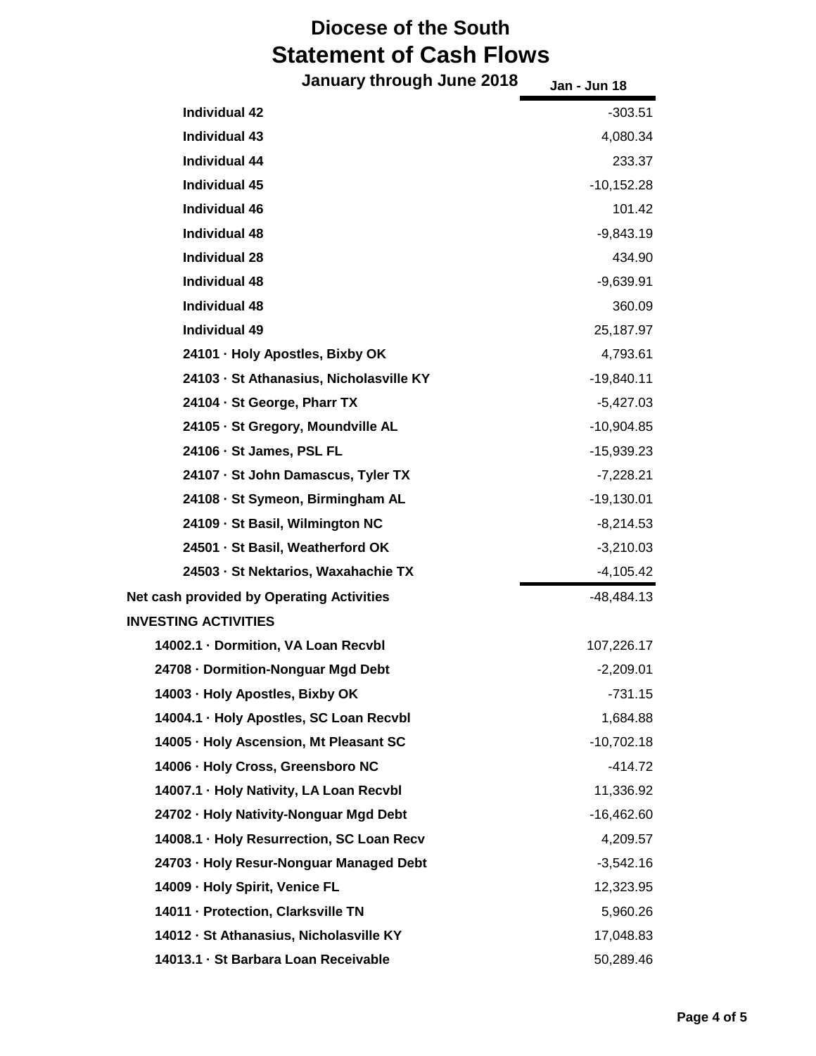# Diocese of the South
# Statement of Cash Flows
## January through June 2018

| | Jan - Jun 18 |
|---|---|
| Individual 42 | -303.51 |
| Individual 43 | 4,080.34 |
| Individual 44 | 233.37 |
| Individual 45 | -10,152.28 |
| Individual 46 | 101.42 |
| Individual 48 | -9,843.19 |
| Individual 28 | 434.90 |
| Individual 48 | -9,639.91 |
| Individual 48 | 360.09 |
| Individual 49 | 25,187.97 |
| 24101 · Holy Apostles, Bixby OK | 4,793.61 |
| 24103 · St Athanasius, Nicholasville KY | -19,840.11 |
| 24104 · St George, Pharr TX | -5,427.03 |
| 24105 · St Gregory, Moundville AL | -10,904.85 |
| 24106 · St James, PSL FL | -15,939.23 |
| 24107 · St John Damascus, Tyler TX | -7,228.21 |
| 24108 · St Symeon, Birmingham AL | -19,130.01 |
| 24109 · St Basil, Wilmington NC | -8,214.53 |
| 24501 · St Basil, Weatherford OK | -3,210.03 |
| 24503 · St Nektarios, Waxahachie TX | -4,105.42 |
| **Net cash provided by Operating Activities** | -48,484.13 |
| **INVESTING ACTIVITIES** | |
| 14002.1 · Dormition, VA Loan Recvbl | 107,226.17 |
| 24708 · Dormition-Nonguar Mgd Debt | -2,209.01 |
| 14003 · Holy Apostles, Bixby OK | -731.15 |
| 14004.1 · Holy Apostles, SC Loan Recvbl | 1,684.88 |
| 14005 · Holy Ascension, Mt Pleasant SC | -10,702.18 |
| 14006 · Holy Cross, Greensboro NC | -414.72 |
| 14007.1 · Holy Nativity, LA Loan Recvbl | 11,336.92 |
| 24702 · Holy Nativity-Nonguar Mgd Debt | -16,462.60 |
| 14008.1 · Holy Resurrection, SC Loan Recv | 4,209.57 |
| 24703 · Holy Resur-Nonguar Managed Debt | -3,542.16 |
| 14009 · Holy Spirit, Venice FL | 12,323.95 |
| 14011 · Protection, Clarksville TN | 5,960.26 |
| 14012 · St Athanasius, Nicholasville KY | 17,048.83 |
| 14013.1 · St Barbara Loan Receivable | 50,289.46 |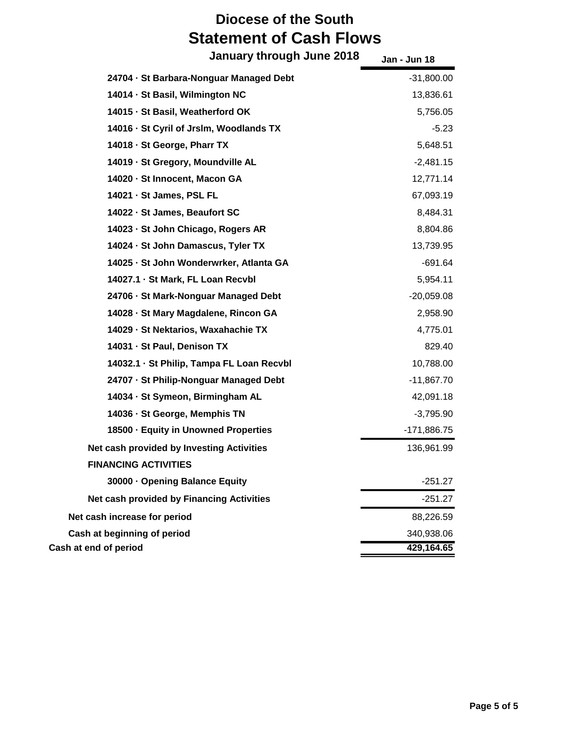# Diocese of the South
## Statement of Cash Flows
### January through June 2018

| | Jan - Jun 18 |
|---|---|
| 24704 · St Barbara-Nonguar Managed Debt | -31,800.00 |
| 14014 · St Basil, Wilmington NC | 13,836.61 |
| 14015 · St Basil, Weatherford OK | 5,756.05 |
| 14016 · St Cyril of Jrslm, Woodlands TX | -5.23 |
| 14018 · St George, Pharr TX | 5,648.51 |
| 14019 · St Gregory, Moundville AL | -2,481.15 |
| 14020 · St Innocent, Macon GA | 12,771.14 |
| 14021 · St James, PSL FL | 67,093.19 |
| 14022 · St James, Beaufort SC | 8,484.31 |
| 14023 · St John Chicago, Rogers AR | 8,804.86 |
| 14024 · St John Damascus, Tyler TX | 13,739.95 |
| 14025 · St John Wonderwrker, Atlanta GA | -691.64 |
| 14027.1 · St Mark, FL Loan Recvbl | 5,954.11 |
| 24706 · St Mark-Nonguar Managed Debt | -20,059.08 |
| 14028 · St Mary Magdalene, Rincon GA | 2,958.90 |
| 14029 · St Nektarios, Waxahachie TX | 4,775.01 |
| 14031 · St Paul, Denison TX | 829.40 |
| 14032.1 · St Philip, Tampa FL Loan Recvbl | 10,788.00 |
| 24707 · St Philip-Nonguar Managed Debt | -11,867.70 |
| 14034 · St Symeon, Birmingham AL | 42,091.18 |
| 14036 · St George, Memphis TN | -3,795.90 |
| 18500 · Equity in Unowned Properties | -171,886.75 |
| **Net cash provided by Investing Activities** | 136,961.99 |
| **FINANCING ACTIVITIES** | |
| 30000 · Opening Balance Equity | -251.27 |
| **Net cash provided by Financing Activities** | -251.27 |
| **Net cash increase for period** | 88,226.59 |
| **Cash at beginning of period** | 340,938.06 |
| **Cash at end of period** | **429,164.65** |